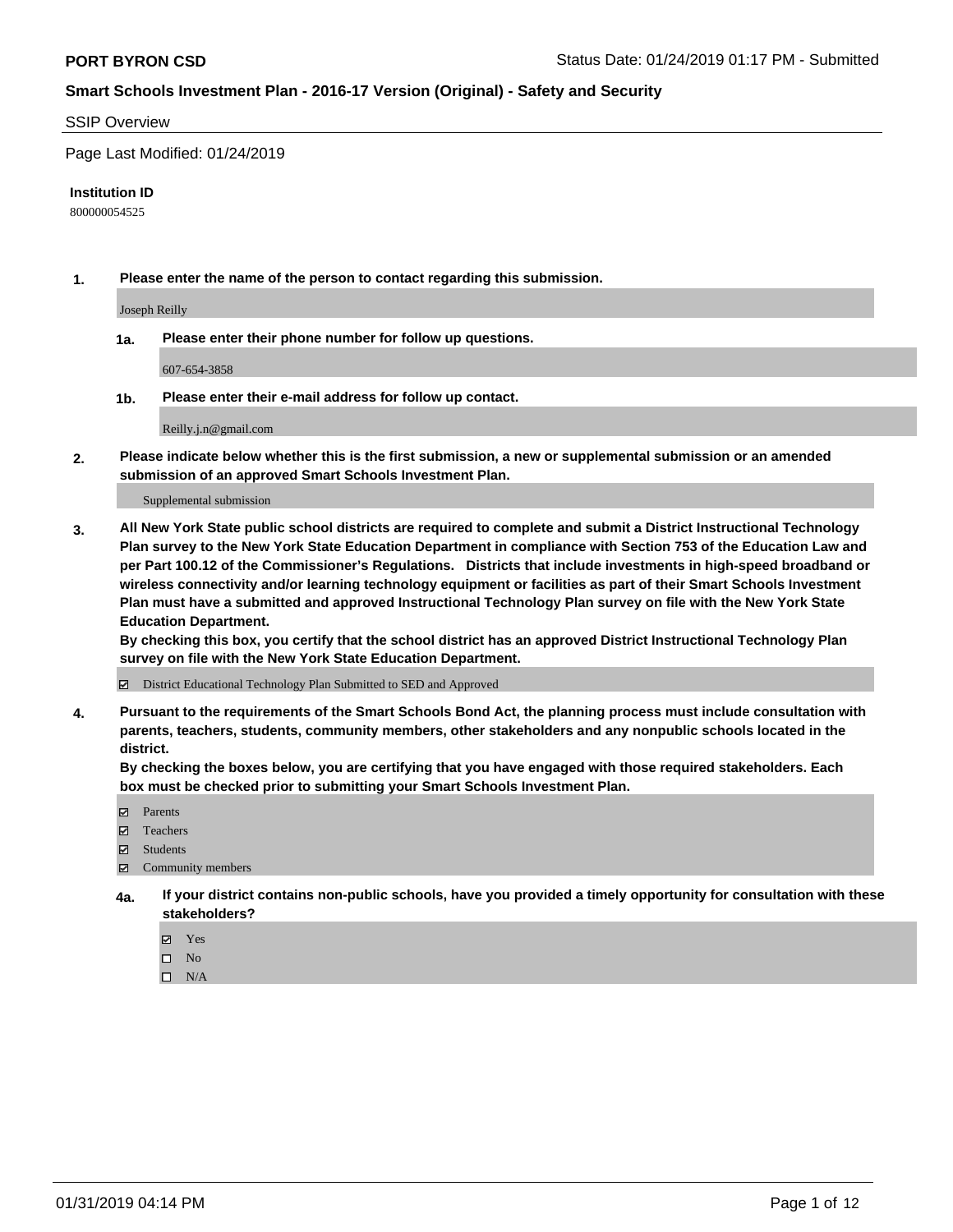**PORT BYRON CSD** Status Date: 01/24/2019 01:17 PM - Submitted

**Smart Schools Investment Plan - 2016-17 Version (Original) - Safety and Security**

SSIP Overview

Page Last Modified: 01/24/2019

**Institution ID**

800000054525

1. **Please enter the name of the person to contact regarding this submission.**

   Joseph Reilly

   1a. **Please enter their phone number for follow up questions.**

   607-654-3858

   1b. **Please enter their e-mail address for follow up contact.**

   Reilly.j.n@gmail.com

2. **Please indicate below whether this is the first submission, a new or supplemental submission or an amended submission of an approved Smart Schools Investment Plan.**

   Supplemental submission

3. **All New York State public school districts are required to complete and submit a District Instructional Technology Plan survey to the New York State Education Department in compliance with Section 753 of the Education Law and per Part 100.12 of the Commissioner's Regulations. Districts that include investments in high-speed broadband or wireless connectivity and/or learning technology equipment or facilities as part of their Smart Schools Investment Plan must have a submitted and approved Instructional Technology Plan survey on file with the New York State Education Department.**
   **By checking this box, you certify that the school district has an approved District Instructional Technology Plan survey on file with the New York State Education Department.**

   ☑ District Educational Technology Plan Submitted to SED and Approved

4. **Pursuant to the requirements of the Smart Schools Bond Act, the planning process must include consultation with parents, teachers, students, community members, other stakeholders and any nonpublic schools located in the district.**
   **By checking the boxes below, you are certifying that you have engaged with those required stakeholders. Each box must be checked prior to submitting your Smart Schools Investment Plan.**

   ☑ Parents
   ☑ Teachers
   ☑ Students
   ☑ Community members

   4a. **If your district contains non-public schools, have you provided a timely opportunity for consultation with these stakeholders?**

   ☑ Yes
   ☐ No
   ☐ N/A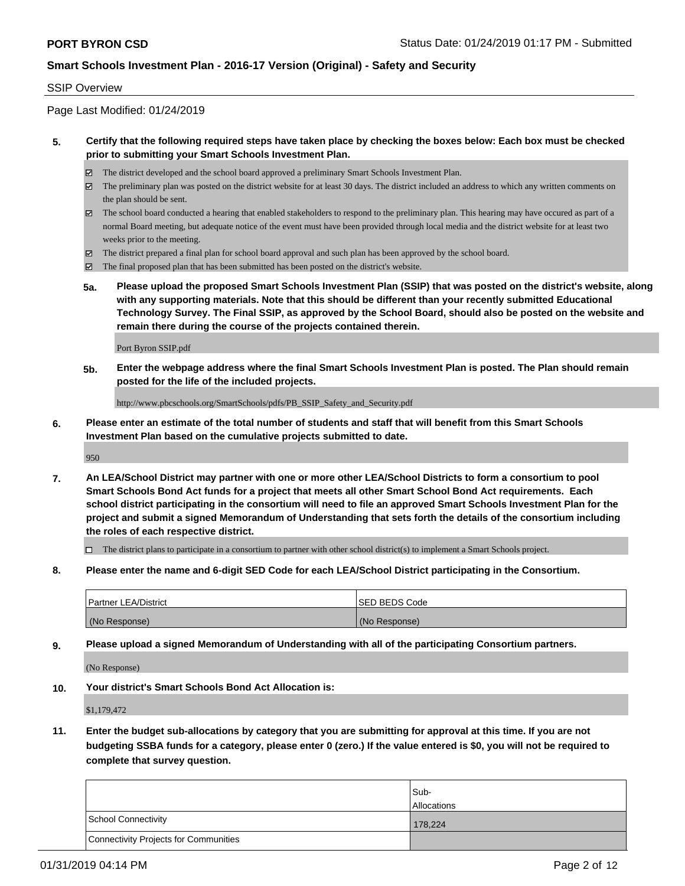## SSIP Overview

Page Last Modified: 01/24/2019

**5. Certify that the following required steps have taken place by checking the boxes below: Each box must be checked prior to submitting your Smart Schools Investment Plan.**

- ☑ The district developed and the school board approved a preliminary Smart Schools Investment Plan.
- ☑ The preliminary plan was posted on the district website for at least 30 days. The district included an address to which any written comments on the plan should be sent.
- ☑ The school board conducted a hearing that enabled stakeholders to respond to the preliminary plan. This hearing may have occured as part of a normal Board meeting, but adequate notice of the event must have been provided through local media and the district website for at least two weeks prior to the meeting.
- ☑ The district prepared a final plan for school board approval and such plan has been approved by the school board.
- ☑ The final proposed plan that has been submitted has been posted on the district's website.

**5a. Please upload the proposed Smart Schools Investment Plan (SSIP) that was posted on the district's website, along with any supporting materials. Note that this should be different than your recently submitted Educational Technology Survey. The Final SSIP, as approved by the School Board, should also be posted on the website and remain there during the course of the projects contained therein.**

Port Byron SSIP.pdf

**5b. Enter the webpage address where the final Smart Schools Investment Plan is posted. The Plan should remain posted for the life of the included projects.**

http://www.pbcschools.org/SmartSchools/pdfs/PB_SSIP_Safety_and_Security.pdf

**6. Please enter an estimate of the total number of students and staff that will benefit from this Smart Schools Investment Plan based on the cumulative projects submitted to date.**

950

**7. An LEA/School District may partner with one or more other LEA/School Districts to form a consortium to pool Smart Schools Bond Act funds for a project that meets all other Smart School Bond Act requirements. Each school district participating in the consortium will need to file an approved Smart Schools Investment Plan for the project and submit a signed Memorandum of Understanding that sets forth the details of the consortium including the roles of each respective district.**

- ☐ The district plans to participate in a consortium to partner with other school district(s) to implement a Smart Schools project.

**8. Please enter the name and 6-digit SED Code for each LEA/School District participating in the Consortium.**

| Partner LEA/District | SED BEDS Code |
|---|---|
| (No Response) | (No Response) |

**9. Please upload a signed Memorandum of Understanding with all of the participating Consortium partners.**

(No Response)

**10. Your district's Smart Schools Bond Act Allocation is:**

$1,179,472

**11. Enter the budget sub-allocations by category that you are submitting for approval at this time. If you are not budgeting SSBA funds for a category, please enter 0 (zero.) If the value entered is $0, you will not be required to complete that survey question.**

| | Sub-Allocations |
|---|---|
| School Connectivity | 178,224 |
| Connectivity Projects for Communities | |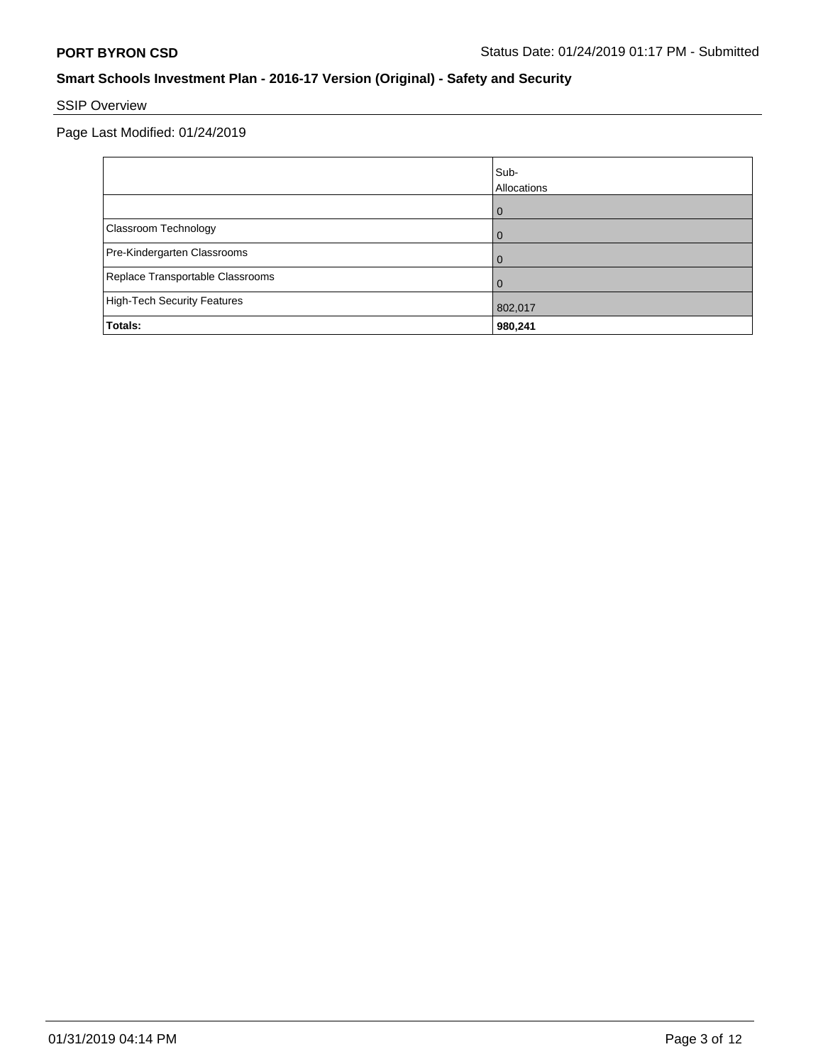**PORT BYRON CSD** Status Date: 01/24/2019 01:17 PM - Submitted

## Smart Schools Investment Plan - 2016-17 Version (Original) - Safety and Security

SSIP Overview

Page Last Modified: 01/24/2019

| | Sub-Allocations |
|---|---|
| | 0 |
| Classroom Technology | 0 |
| Pre-Kindergarten Classrooms | 0 |
| Replace Transportable Classrooms | 0 |
| High-Tech Security Features | 802,017 |
| **Totals:** | **980,241** |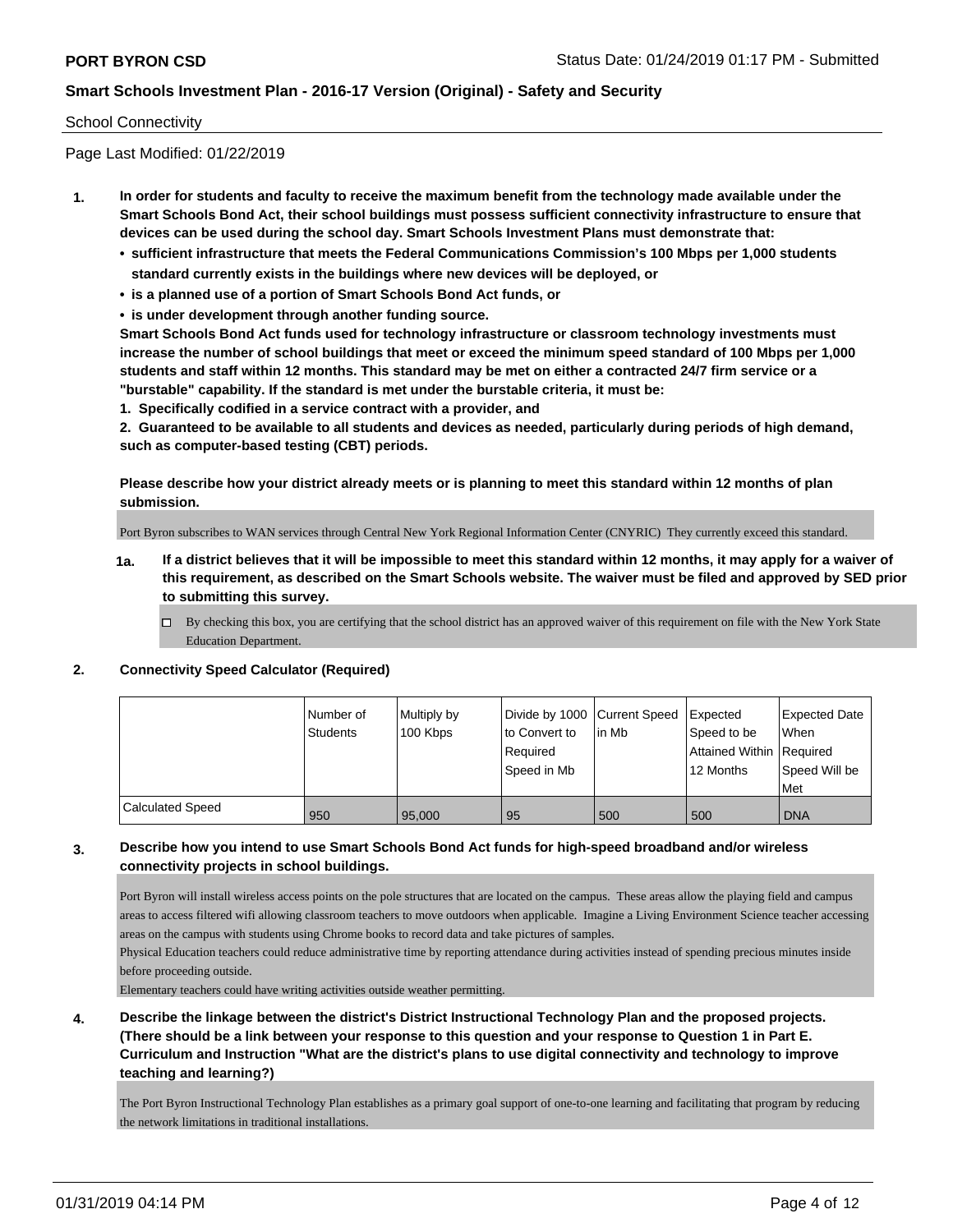School Connectivity

Page Last Modified: 01/22/2019

**1. In order for students and faculty to receive the maximum benefit from the technology made available under the Smart Schools Bond Act, their school buildings must possess sufficient connectivity infrastructure to ensure that devices can be used during the school day. Smart Schools Investment Plans must demonstrate that:**

- **sufficient infrastructure that meets the Federal Communications Commission's 100 Mbps per 1,000 students standard currently exists in the buildings where new devices will be deployed, or**
- **is a planned use of a portion of Smart Schools Bond Act funds, or**
- **is under development through another funding source.**

**Smart Schools Bond Act funds used for technology infrastructure or classroom technology investments must increase the number of school buildings that meet or exceed the minimum speed standard of 100 Mbps per 1,000 students and staff within 12 months. This standard may be met on either a contracted 24/7 firm service or a "burstable" capability. If the standard is met under the burstable criteria, it must be:**

**1. Specifically codified in a service contract with a provider, and**

**2. Guaranteed to be available to all students and devices as needed, particularly during periods of high demand, such as computer-based testing (CBT) periods.**

**Please describe how your district already meets or is planning to meet this standard within 12 months of plan submission.**

Port Byron subscribes to WAN services through Central New York Regional Information Center (CNYRIC) They currently exceed this standard.

**1a. If a district believes that it will be impossible to meet this standard within 12 months, it may apply for a waiver of this requirement, as described on the Smart Schools website. The waiver must be filed and approved by SED prior to submitting this survey.**

☐ By checking this box, you are certifying that the school district has an approved waiver of this requirement on file with the New York State Education Department.

**2. Connectivity Speed Calculator (Required)**

| | Number of Students | Multiply by 100 Kbps | Divide by 1000 to Convert to Required Speed in Mb | Current Speed in Mb | Expected Speed to be Attained Within 12 Months | Expected Date When Required Speed Will be Met |
|---|---|---|---|---|---|---|
| Calculated Speed | 950 | 95,000 | 95 | 500 | 500 | DNA |

**3. Describe how you intend to use Smart Schools Bond Act funds for high-speed broadband and/or wireless connectivity projects in school buildings.**

Port Byron will install wireless access points on the pole structures that are located on the campus. These areas allow the playing field and campus areas to access filtered wifi allowing classroom teachers to move outdoors when applicable. Imagine a Living Environment Science teacher accessing areas on the campus with students using Chrome books to record data and take pictures of samples.
Physical Education teachers could reduce administrative time by reporting attendance during activities instead of spending precious minutes inside before proceeding outside.
Elementary teachers could have writing activities outside weather permitting.

**4. Describe the linkage between the district's District Instructional Technology Plan and the proposed projects. (There should be a link between your response to this question and your response to Question 1 in Part E. Curriculum and Instruction "What are the district's plans to use digital connectivity and technology to improve teaching and learning?)**

The Port Byron Instructional Technology Plan establishes as a primary goal support of one-to-one learning and facilitating that program by reducing the network limitations in traditional installations.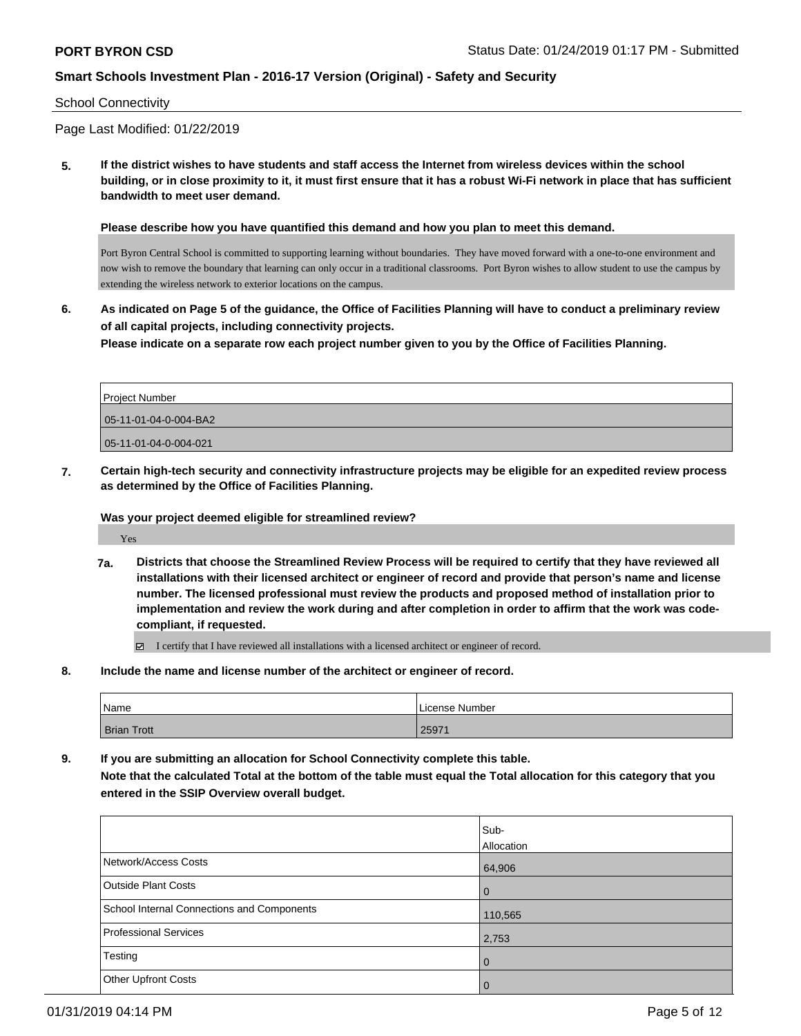School Connectivity

Page Last Modified: 01/22/2019

**5. If the district wishes to have students and staff access the Internet from wireless devices within the school building, or in close proximity to it, it must first ensure that it has a robust Wi-Fi network in place that has sufficient bandwidth to meet user demand.**

**Please describe how you have quantified this demand and how you plan to meet this demand.**

Port Byron Central School is committed to supporting learning without boundaries. They have moved forward with a one-to-one environment and now wish to remove the boundary that learning can only occur in a traditional classrooms. Port Byron wishes to allow student to use the campus by extending the wireless network to exterior locations on the campus.

**6. As indicated on Page 5 of the guidance, the Office of Facilities Planning will have to conduct a preliminary review of all capital projects, including connectivity projects.**
**Please indicate on a separate row each project number given to you by the Office of Facilities Planning.**

| Project Number |
|---|
| 05-11-01-04-0-004-BA2 |
| 05-11-01-04-0-004-021 |

**7. Certain high-tech security and connectivity infrastructure projects may be eligible for an expedited review process as determined by the Office of Facilities Planning.**

**Was your project deemed eligible for streamlined review?**

Yes

**7a. Districts that choose the Streamlined Review Process will be required to certify that they have reviewed all installations with their licensed architect or engineer of record and provide that person's name and license number. The licensed professional must review the products and proposed method of installation prior to implementation and review the work during and after completion in order to affirm that the work was code-compliant, if requested.**

☑ I certify that I have reviewed all installations with a licensed architect or engineer of record.

**8. Include the name and license number of the architect or engineer of record.**

| Name | License Number |
|---|---|
| Brian Trott | 25971 |

**9. If you are submitting an allocation for School Connectivity complete this table.**
**Note that the calculated Total at the bottom of the table must equal the Total allocation for this category that you entered in the SSIP Overview overall budget.**

| | Sub-Allocation |
|---|---|
| Network/Access Costs | 64,906 |
| Outside Plant Costs | 0 |
| School Internal Connections and Components | 110,565 |
| Professional Services | 2,753 |
| Testing | 0 |
| Other Upfront Costs | 0 |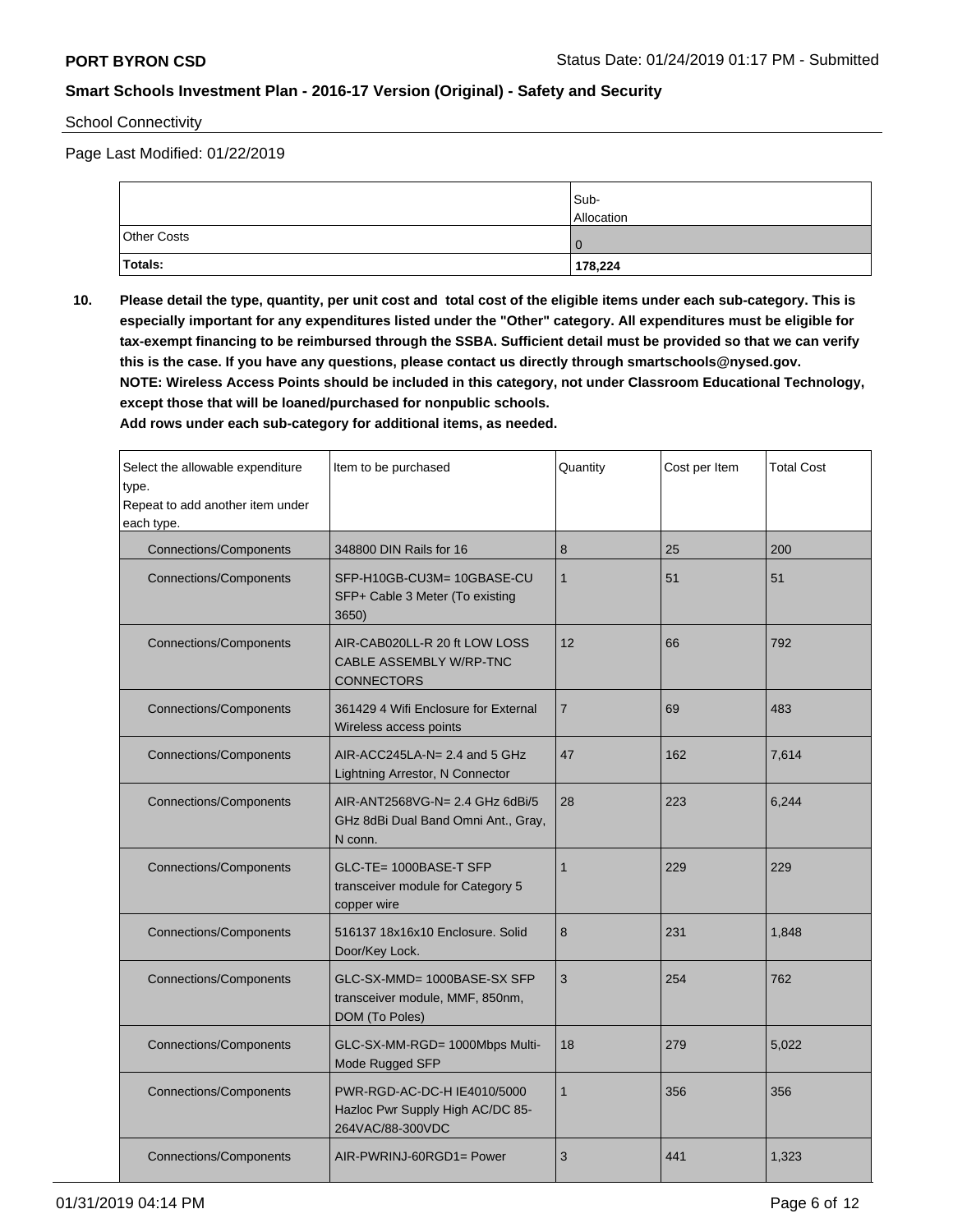School Connectivity

Page Last Modified: 01/22/2019

| | Sub-Allocation |
|---|---|
| Other Costs | 0 |
| **Totals:** | **178,224** |

**10. Please detail the type, quantity, per unit cost and total cost of the eligible items under each sub-category. This is especially important for any expenditures listed under the "Other" category. All expenditures must be eligible for tax-exempt financing to be reimbursed through the SSBA. Sufficient detail must be provided so that we can verify this is the case. If you have any questions, please contact us directly through smartschools@nysed.gov.**
**NOTE: Wireless Access Points should be included in this category, not under Classroom Educational Technology, except those that will be loaned/purchased for nonpublic schools.**
**Add rows under each sub-category for additional items, as needed.**

| Select the allowable expenditure type. Repeat to add another item under each type. | Item to be purchased | Quantity | Cost per Item | Total Cost |
|---|---|---|---|---|
| Connections/Components | 348800 DIN Rails for 16 | 8 | 25 | 200 |
| Connections/Components | SFP-H10GB-CU3M= 10GBASE-CU SFP+ Cable 3 Meter (To existing 3650) | 1 | 51 | 51 |
| Connections/Components | AIR-CAB020LL-R 20 ft LOW LOSS CABLE ASSEMBLY W/RP-TNC CONNECTORS | 12 | 66 | 792 |
| Connections/Components | 361429 4 Wifi Enclosure for External Wireless access points | 7 | 69 | 483 |
| Connections/Components | AIR-ACC245LA-N= 2.4 and 5 GHz Lightning Arrestor, N Connector | 47 | 162 | 7,614 |
| Connections/Components | AIR-ANT2568VG-N= 2.4 GHz 6dBi/5 GHz 8dBi Dual Band Omni Ant., Gray, N conn. | 28 | 223 | 6,244 |
| Connections/Components | GLC-TE= 1000BASE-T SFP transceiver module for Category 5 copper wire | 1 | 229 | 229 |
| Connections/Components | 516137 18x16x10 Enclosure. Solid Door/Key Lock. | 8 | 231 | 1,848 |
| Connections/Components | GLC-SX-MMD= 1000BASE-SX SFP transceiver module, MMF, 850nm, DOM (To Poles) | 3 | 254 | 762 |
| Connections/Components | GLC-SX-MM-RGD= 1000Mbps Multi-Mode Rugged SFP | 18 | 279 | 5,022 |
| Connections/Components | PWR-RGD-AC-DC-H IE4010/5000 Hazloc Pwr Supply High AC/DC 85-264VAC/88-300VDC | 1 | 356 | 356 |
| Connections/Components | AIR-PWRINJ-60RGD1= Power | 3 | 441 | 1,323 |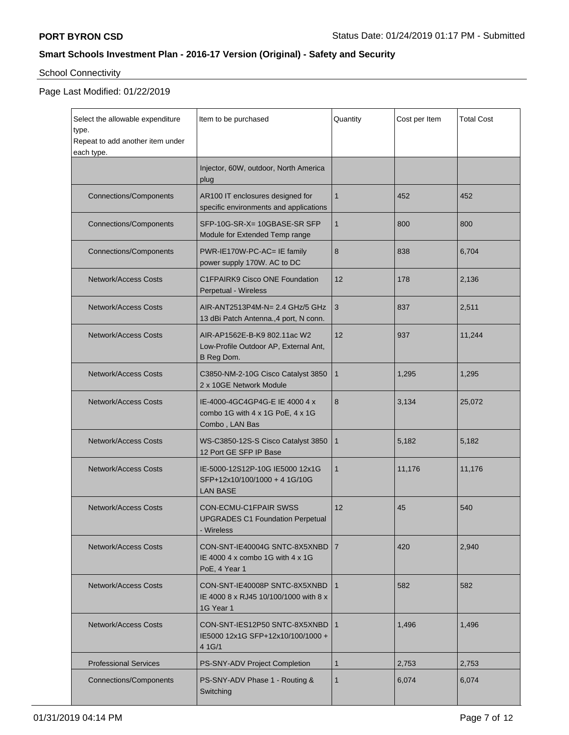**PORT BYRON CSD** Status Date: 01/24/2019 01:17 PM - Submitted

## Smart Schools Investment Plan - 2016-17 Version (Original) - Safety and Security

School Connectivity

Page Last Modified: 01/22/2019

| Select the allowable expenditure type. Repeat to add another item under each type. | Item to be purchased | Quantity | Cost per Item | Total Cost |
|---|---|---|---|---|
| | Injector, 60W, outdoor, North America plug | | | |
| Connections/Components | AR100 IT enclosures designed for specific environments and applications | 1 | 452 | 452 |
| Connections/Components | SFP-10G-SR-X= 10GBASE-SR SFP Module for Extended Temp range | 1 | 800 | 800 |
| Connections/Components | PWR-IE170W-PC-AC= IE family power supply 170W. AC to DC | 8 | 838 | 6,704 |
| Network/Access Costs | C1FPAIRK9 Cisco ONE Foundation Perpetual - Wireless | 12 | 178 | 2,136 |
| Network/Access Costs | AIR-ANT2513P4M-N= 2.4 GHz/5 GHz 13 dBi Patch Antenna.,4 port, N conn. | 3 | 837 | 2,511 |
| Network/Access Costs | AIR-AP1562E-B-K9 802.11ac W2 Low-Profile Outdoor AP, External Ant, B Reg Dom. | 12 | 937 | 11,244 |
| Network/Access Costs | C3850-NM-2-10G Cisco Catalyst 3850 2 x 10GE Network Module | 1 | 1,295 | 1,295 |
| Network/Access Costs | IE-4000-4GC4GP4G-E IE 4000 4 x combo 1G with 4 x 1G PoE, 4 x 1G Combo , LAN Bas | 8 | 3,134 | 25,072 |
| Network/Access Costs | WS-C3850-12S-S Cisco Catalyst 3850 12 Port GE SFP IP Base | 1 | 5,182 | 5,182 |
| Network/Access Costs | IE-5000-12S12P-10G IE5000 12x1G SFP+12x10/100/1000 + 4 1G/10G LAN BASE | 1 | 11,176 | 11,176 |
| Network/Access Costs | CON-ECMU-C1FPAIR SWSS UPGRADES C1 Foundation Perpetual - Wireless | 12 | 45 | 540 |
| Network/Access Costs | CON-SNT-IE40004G SNTC-8X5XNBD IE 4000 4 x combo 1G with 4 x 1G PoE, 4 Year 1 | 7 | 420 | 2,940 |
| Network/Access Costs | CON-SNT-IE40008P SNTC-8X5XNBD IE 4000 8 x RJ45 10/100/1000 with 8 x 1G Year 1 | 1 | 582 | 582 |
| Network/Access Costs | CON-SNT-IES12P50 SNTC-8X5XNBD IE5000 12x1G SFP+12x10/100/1000 + 4 1G/1 | 1 | 1,496 | 1,496 |
| Professional Services | PS-SNY-ADV Project Completion | 1 | 2,753 | 2,753 |
| Connections/Components | PS-SNY-ADV Phase 1 - Routing & Switching | 1 | 6,074 | 6,074 |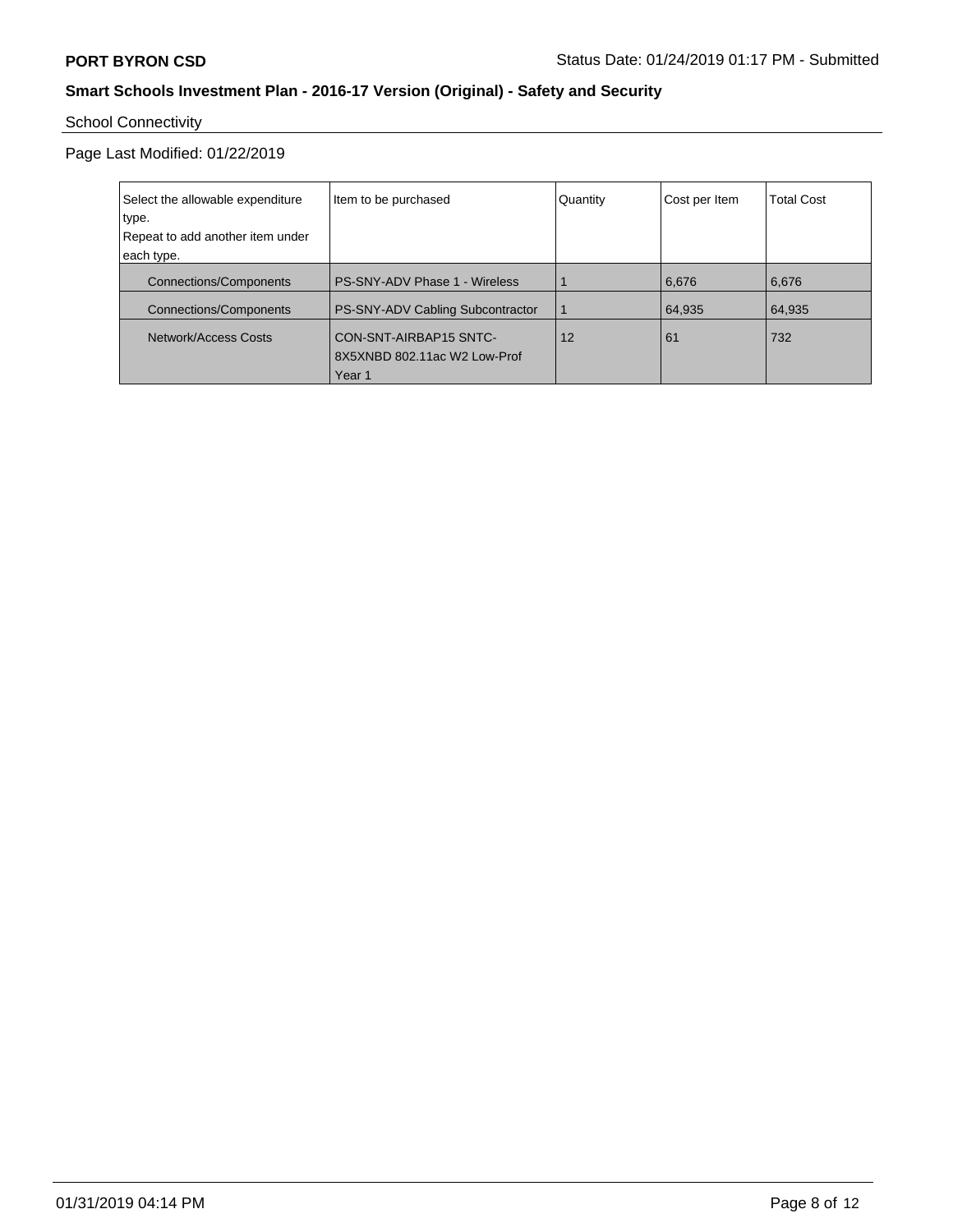**PORT BYRON CSD** Status Date: 01/24/2019 01:17 PM - Submitted

**Smart Schools Investment Plan - 2016-17 Version (Original) - Safety and Security**

School Connectivity

Page Last Modified: 01/22/2019

| Select the allowable expenditure type. Repeat to add another item under each type. | Item to be purchased | Quantity | Cost per Item | Total Cost |
|---|---|---|---|---|
| Connections/Components | PS-SNY-ADV Phase 1 - Wireless | 1 | 6,676 | 6,676 |
| Connections/Components | PS-SNY-ADV Cabling Subcontractor | 1 | 64,935 | 64,935 |
| Network/Access Costs | CON-SNT-AIRBAP15 SNTC-8X5XNBD 802.11ac W2 Low-Prof Year 1 | 12 | 61 | 732 |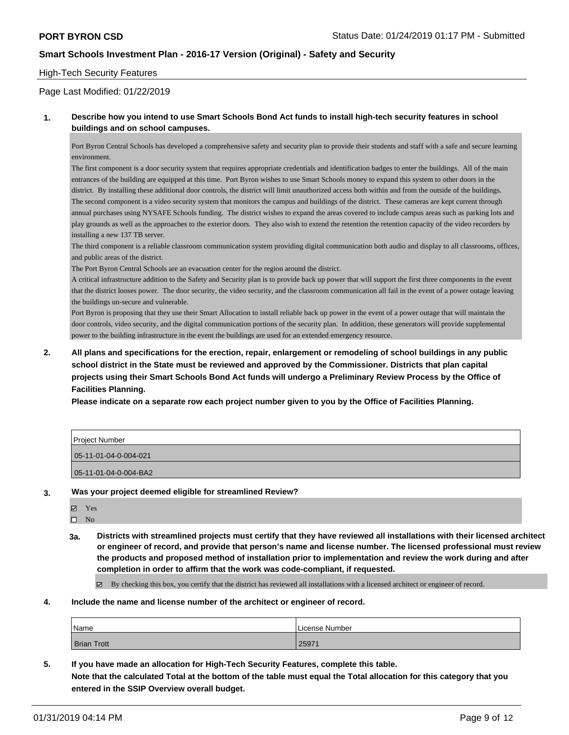PORT BYRON CSD

Status Date: 01/24/2019 01:17 PM - Submitted

**Smart Schools Investment Plan - 2016-17 Version (Original) - Safety and Security**

High-Tech Security Features

Page Last Modified: 01/22/2019

**1. Describe how you intend to use Smart Schools Bond Act funds to install high-tech security features in school buildings and on school campuses.**

Port Byron Central Schools has developed a comprehensive safety and security plan to provide their students and staff with a safe and secure learning environment.
The first component is a door security system that requires appropriate credentials and identification badges to enter the buildings. All of the main entrances of the building are equipped at this time. Port Byron wishes to use Smart Schools money to expand this system to other doors in the district. By installing these additional door controls, the district will limit unauthorized access both within and from the outside of the buildings.
The second component is a video security system that monitors the campus and buildings of the district. These cameras are kept current through annual purchases using NYSAFE Schools funding. The district wishes to expand the areas covered to include campus areas such as parking lots and play grounds as well as the approaches to the exterior doors. They also wish to extend the retention the retention capacity of the video recorders by installing a new 137 TB server.
The third component is a reliable classroom communication system providing digital communication both audio and display to all classrooms, offices, and public areas of the district.
The Port Byron Central Schools are an evacuation center for the region around the district.
A critical infrastructure addition to the Safety and Security plan is to provide back up power that will support the first three components in the event that the district looses power. The door security, the video security, and the classroom communication all fail in the event of a power outage leaving the buildings un-secure and vulnerable.
Port Byron is proposing that they use their Smart Allocation to install reliable back up power in the event of a power outage that will maintain the door controls, video security, and the digital communication portions of the security plan. In addition, these generators will provide supplemental power to the building infrastructure in the event the buildings are used for an extended emergency resource.

**2. All plans and specifications for the erection, repair, enlargement or remodeling of school buildings in any public school district in the State must be reviewed and approved by the Commissioner. Districts that plan capital projects using their Smart Schools Bond Act funds will undergo a Preliminary Review Process by the Office of Facilities Planning.**

**Please indicate on a separate row each project number given to you by the Office of Facilities Planning.**

| Project Number |
|---|
| 05-11-01-04-0-004-021 |
| 05-11-01-04-0-004-BA2 |

**3. Was your project deemed eligible for streamlined Review?**

☑ Yes
☐ No

**3a. Districts with streamlined projects must certify that they have reviewed all installations with their licensed architect or engineer of record, and provide that person's name and license number. The licensed professional must review the products and proposed method of installation prior to implementation and review the work during and after completion in order to affirm that the work was code-compliant, if requested.**

☑ By checking this box, you certify that the district has reviewed all installations with a licensed architect or engineer of record.

**4. Include the name and license number of the architect or engineer of record.**

| Name | License Number |
|---|---|
| Brian Trott | 25971 |

**5. If you have made an allocation for High-Tech Security Features, complete this table.**
**Note that the calculated Total at the bottom of the table must equal the Total allocation for this category that you entered in the SSIP Overview overall budget.**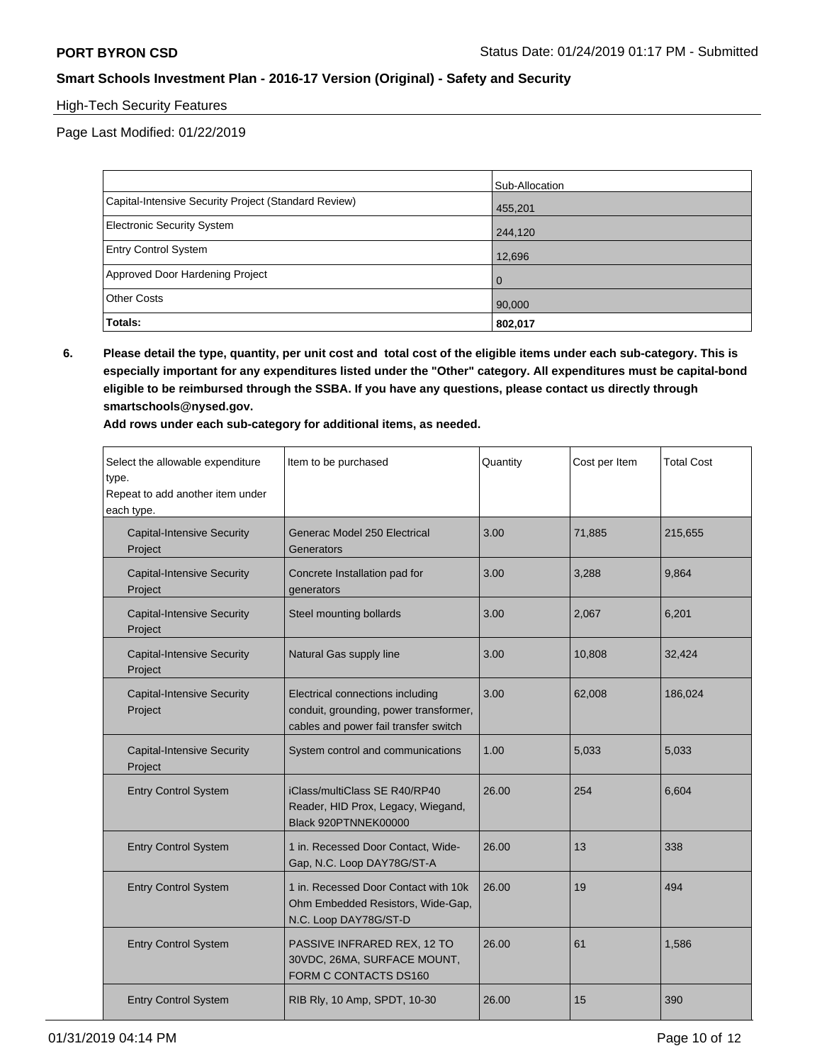High-Tech Security Features

Page Last Modified: 01/22/2019

| | Sub-Allocation |
|---|---|
| Capital-Intensive Security Project (Standard Review) | 455,201 |
| Electronic Security System | 244,120 |
| Entry Control System | 12,696 |
| Approved Door Hardening Project | 0 |
| Other Costs | 90,000 |
| **Totals:** | **802,017** |

**6. Please detail the type, quantity, per unit cost and total cost of the eligible items under each sub-category. This is especially important for any expenditures listed under the "Other" category. All expenditures must be capital-bond eligible to be reimbursed through the SSBA. If you have any questions, please contact us directly through smartschools@nysed.gov.**

**Add rows under each sub-category for additional items, as needed.**

| Select the allowable expenditure type. Repeat to add another item under each type. | Item to be purchased | Quantity | Cost per Item | Total Cost |
|---|---|---|---|---|
| Capital-Intensive Security Project | Generac Model 250 Electrical Generators | 3.00 | 71,885 | 215,655 |
| Capital-Intensive Security Project | Concrete Installation pad for generators | 3.00 | 3,288 | 9,864 |
| Capital-Intensive Security Project | Steel mounting bollards | 3.00 | 2,067 | 6,201 |
| Capital-Intensive Security Project | Natural Gas supply line | 3.00 | 10,808 | 32,424 |
| Capital-Intensive Security Project | Electrical connections including conduit, grounding, power transformer, cables and power fail transfer switch | 3.00 | 62,008 | 186,024 |
| Capital-Intensive Security Project | System control and communications | 1.00 | 5,033 | 5,033 |
| Entry Control System | iClass/multiClass SE R40/RP40 Reader, HID Prox, Legacy, Wiegand, Black 920PTNNEK00000 | 26.00 | 254 | 6,604 |
| Entry Control System | 1 in. Recessed Door Contact, Wide-Gap, N.C. Loop DAY78G/ST-A | 26.00 | 13 | 338 |
| Entry Control System | 1 in. Recessed Door Contact with 10k Ohm Embedded Resistors, Wide-Gap, N.C. Loop DAY78G/ST-D | 26.00 | 19 | 494 |
| Entry Control System | PASSIVE INFRARED REX, 12 TO 30VDC, 26MA, SURFACE MOUNT, FORM C CONTACTS DS160 | 26.00 | 61 | 1,586 |
| Entry Control System | RIB Rly, 10 Amp, SPDT, 10-30 | 26.00 | 15 | 390 |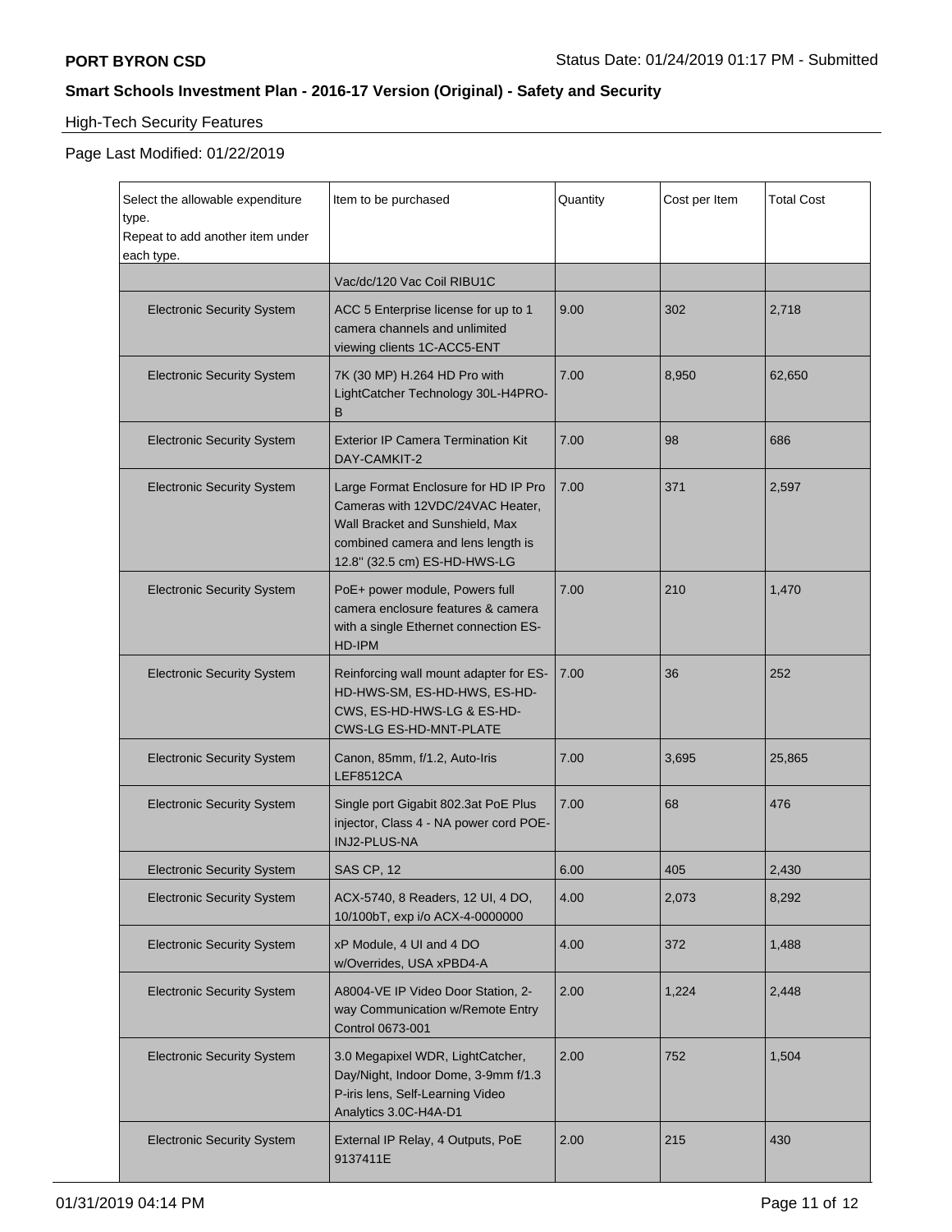**PORT BYRON CSD** Status Date: 01/24/2019 01:17 PM - Submitted

## Smart Schools Investment Plan - 2016-17 Version (Original) - Safety and Security

High-Tech Security Features

Page Last Modified: 01/22/2019

| Select the allowable expenditure type. Repeat to add another item under each type. | Item to be purchased | Quantity | Cost per Item | Total Cost |
|---|---|---|---|---|
| | Vac/dc/120 Vac Coil RIBU1C | | | |
| Electronic Security System | ACC 5 Enterprise license for up to 1 camera channels and unlimited viewing clients 1C-ACC5-ENT | 9.00 | 302 | 2,718 |
| Electronic Security System | 7K (30 MP) H.264 HD Pro with LightCatcher Technology 30L-H4PRO-B | 7.00 | 8,950 | 62,650 |
| Electronic Security System | Exterior IP Camera Termination Kit DAY-CAMKIT-2 | 7.00 | 98 | 686 |
| Electronic Security System | Large Format Enclosure for HD IP Pro Cameras with 12VDC/24VAC Heater, Wall Bracket and Sunshield, Max combined camera and lens length is 12.8" (32.5 cm) ES-HD-HWS-LG | 7.00 | 371 | 2,597 |
| Electronic Security System | PoE+ power module, Powers full camera enclosure features & camera with a single Ethernet connection ES-HD-IPM | 7.00 | 210 | 1,470 |
| Electronic Security System | Reinforcing wall mount adapter for ES-HD-HWS-SM, ES-HD-HWS, ES-HD-CWS, ES-HD-HWS-LG & ES-HD-CWS-LG ES-HD-MNT-PLATE | 7.00 | 36 | 252 |
| Electronic Security System | Canon, 85mm, f/1.2, Auto-Iris LEF8512CA | 7.00 | 3,695 | 25,865 |
| Electronic Security System | Single port Gigabit 802.3at PoE Plus injector, Class 4 - NA power cord POE-INJ2-PLUS-NA | 7.00 | 68 | 476 |
| Electronic Security System | SAS CP, 12 | 6.00 | 405 | 2,430 |
| Electronic Security System | ACX-5740, 8 Readers, 12 UI, 4 DO, 10/100bT, exp i/o ACX-4-0000000 | 4.00 | 2,073 | 8,292 |
| Electronic Security System | xP Module, 4 UI and 4 DO w/Overrides, USA xPBD4-A | 4.00 | 372 | 1,488 |
| Electronic Security System | A8004-VE IP Video Door Station, 2-way Communication w/Remote Entry Control 0673-001 | 2.00 | 1,224 | 2,448 |
| Electronic Security System | 3.0 Megapixel WDR, LightCatcher, Day/Night, Indoor Dome, 3-9mm f/1.3 P-iris lens, Self-Learning Video Analytics 3.0C-H4A-D1 | 2.00 | 752 | 1,504 |
| Electronic Security System | External IP Relay, 4 Outputs, PoE 9137411E | 2.00 | 215 | 430 |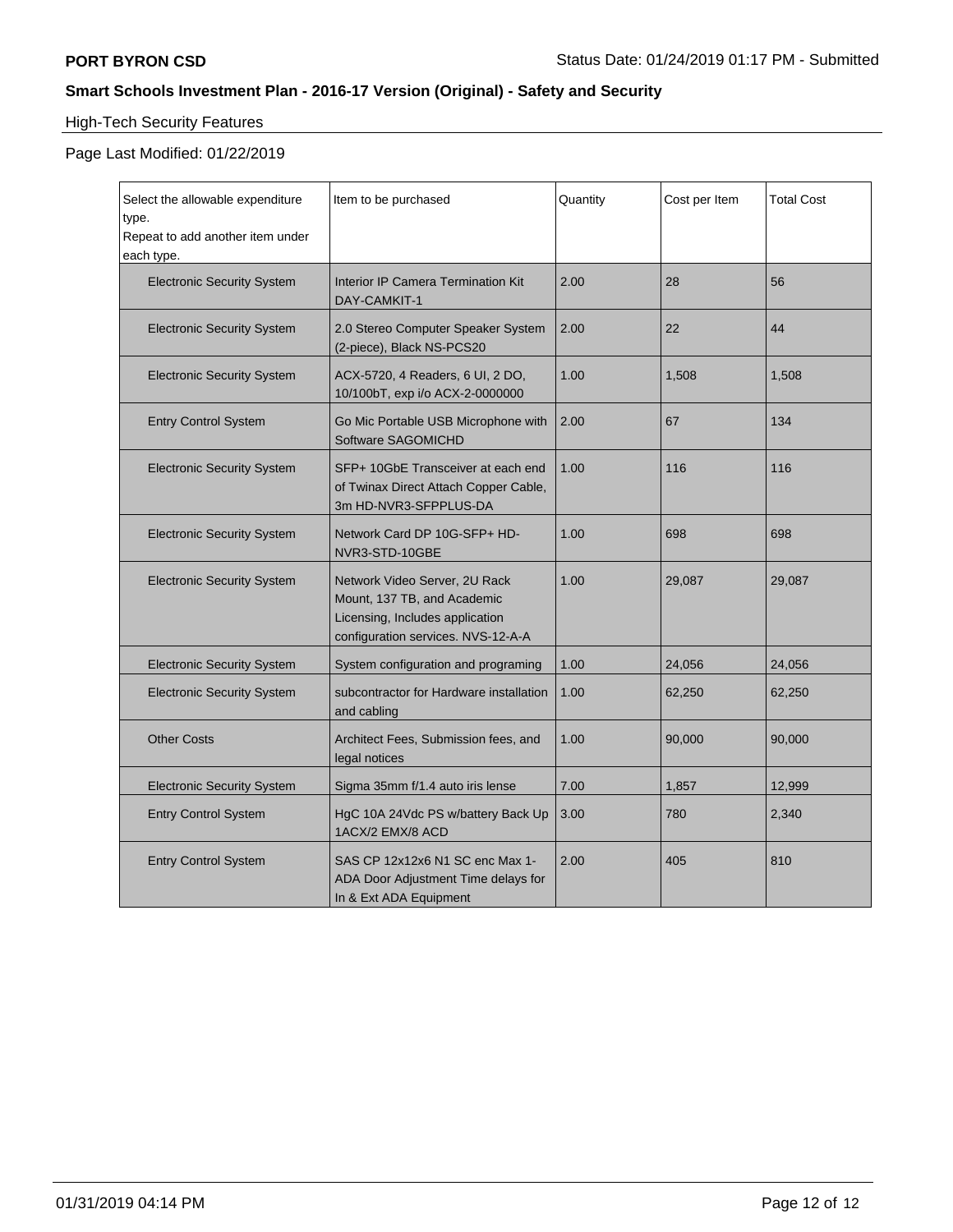## High-Tech Security Features

Page Last Modified: 01/22/2019

| Select the allowable expenditure type. Repeat to add another item under each type. | Item to be purchased | Quantity | Cost per Item | Total Cost |
|---|---|---|---|---|
| Electronic Security System | Interior IP Camera Termination Kit DAY-CAMKIT-1 | 2.00 | 28 | 56 |
| Electronic Security System | 2.0 Stereo Computer Speaker System (2-piece), Black NS-PCS20 | 2.00 | 22 | 44 |
| Electronic Security System | ACX-5720, 4 Readers, 6 UI, 2 DO, 10/100bT, exp i/o ACX-2-0000000 | 1.00 | 1,508 | 1,508 |
| Entry Control System | Go Mic Portable USB Microphone with Software SAGOMICHD | 2.00 | 67 | 134 |
| Electronic Security System | SFP+ 10GbE Transceiver at each end of Twinax Direct Attach Copper Cable, 3m HD-NVR3-SFPPLUS-DA | 1.00 | 116 | 116 |
| Electronic Security System | Network Card DP 10G-SFP+ HD-NVR3-STD-10GBE | 1.00 | 698 | 698 |
| Electronic Security System | Network Video Server, 2U Rack Mount, 137 TB, and Academic Licensing, Includes application configuration services. NVS-12-A-A | 1.00 | 29,087 | 29,087 |
| Electronic Security System | System configuration and programing | 1.00 | 24,056 | 24,056 |
| Electronic Security System | subcontractor for Hardware installation and cabling | 1.00 | 62,250 | 62,250 |
| Other Costs | Architect Fees, Submission fees, and legal notices | 1.00 | 90,000 | 90,000 |
| Electronic Security System | Sigma 35mm f/1.4 auto iris lense | 7.00 | 1,857 | 12,999 |
| Entry Control System | HgC 10A 24Vdc PS w/battery Back Up 1ACX/2 EMX/8 ACD | 3.00 | 780 | 2,340 |
| Entry Control System | SAS CP 12x12x6 N1 SC enc Max 1-ADA Door Adjustment Time delays for In & Ext ADA Equipment | 2.00 | 405 | 810 |